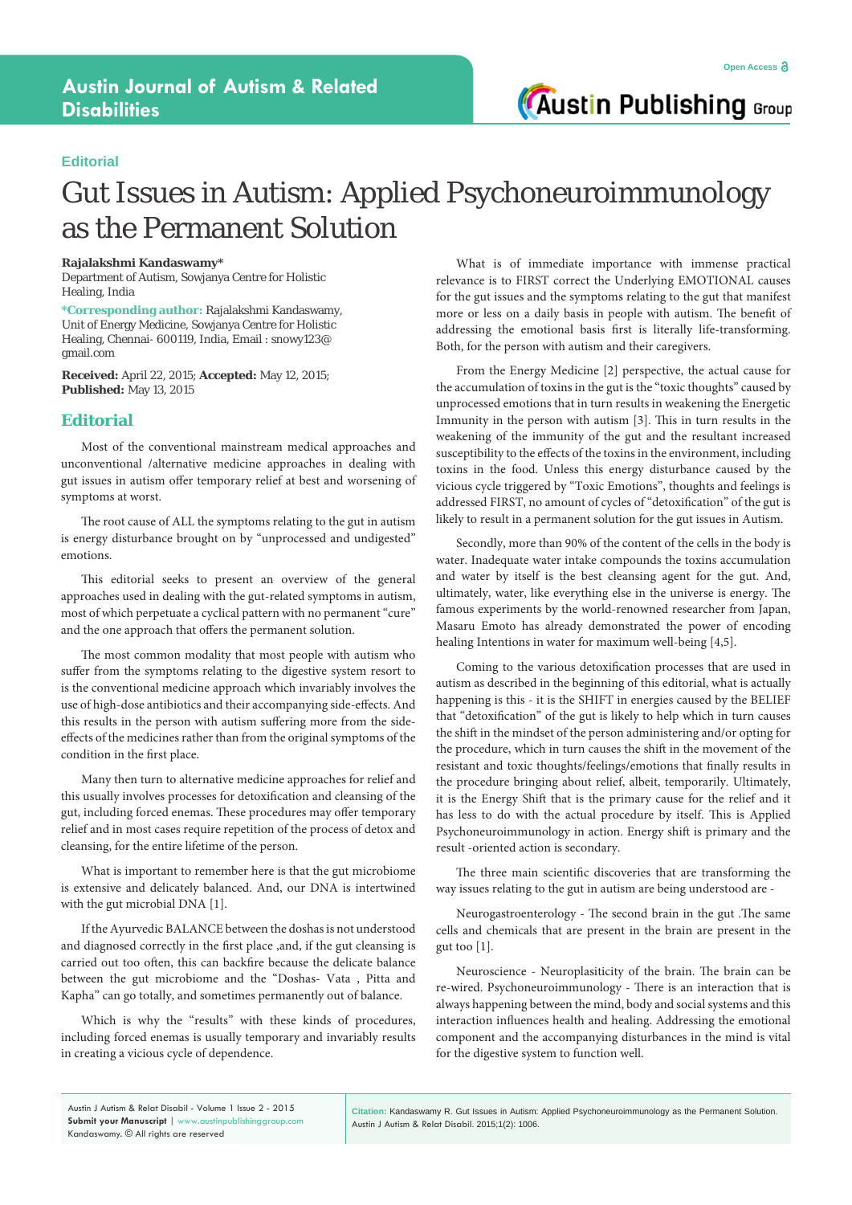Editorial

# Gut Issues in Autism: Applied Psychoneuroimmunology as the Permanent Solution

**Rajalakshmi Kandaswamy***

Department of Autism, Sowjanya Centre for Holistic Healing, India

***Corresponding author:** Rajalakshmi Kandaswamy, Unit of Energy Medicine, Sowjanya Centre for Holistic Healing, Chennai- 600119, India, Email : snowy123@gmail.com

**Received:** April 22, 2015; **Accepted:** May 12, 2015; **Published:** May 13, 2015

## Editorial

Most of the conventional mainstream medical approaches and unconventional /alternative medicine approaches in dealing with gut issues in autism offer temporary relief at best and worsening of symptoms at worst.

The root cause of ALL the symptoms relating to the gut in autism is energy disturbance brought on by "unprocessed and undigested" emotions.

This editorial seeks to present an overview of the general approaches used in dealing with the gut-related symptoms in autism, most of which perpetuate a cyclical pattern with no permanent "cure" and the one approach that offers the permanent solution.

The most common modality that most people with autism who suffer from the symptoms relating to the digestive system resort to is the conventional medicine approach which invariably involves the use of high-dose antibiotics and their accompanying side-effects. And this results in the person with autism suffering more from the side-effects of the medicines rather than from the original symptoms of the condition in the first place.

Many then turn to alternative medicine approaches for relief and this usually involves processes for detoxification and cleansing of the gut, including forced enemas. These procedures may offer temporary relief and in most cases require repetition of the process of detox and cleansing, for the entire lifetime of the person.

What is important to remember here is that the gut microbiome is extensive and delicately balanced. And, our DNA is intertwined with the gut microbial DNA [1].

If the Ayurvedic BALANCE between the doshas is not understood and diagnosed correctly in the first place ,and, if the gut cleansing is carried out too often, this can backfire because the delicate balance between the gut microbiome and the "Doshas- Vata , Pitta and Kapha" can go totally, and sometimes permanently out of balance.

Which is why the "results" with these kinds of procedures, including forced enemas is usually temporary and invariably results in creating a vicious cycle of dependence.

What is of immediate importance with immense practical relevance is to FIRST correct the Underlying EMOTIONAL causes for the gut issues and the symptoms relating to the gut that manifest more or less on a daily basis in people with autism. The benefit of addressing the emotional basis first is literally life-transforming. Both, for the person with autism and their caregivers.

From the Energy Medicine [2] perspective, the actual cause for the accumulation of toxins in the gut is the "toxic thoughts" caused by unprocessed emotions that in turn results in weakening the Energetic Immunity in the person with autism [3]. This in turn results in the weakening of the immunity of the gut and the resultant increased susceptibility to the effects of the toxins in the environment, including toxins in the food. Unless this energy disturbance caused by the vicious cycle triggered by "Toxic Emotions", thoughts and feelings is addressed FIRST, no amount of cycles of "detoxification" of the gut is likely to result in a permanent solution for the gut issues in Autism.

Secondly, more than 90% of the content of the cells in the body is water. Inadequate water intake compounds the toxins accumulation and water by itself is the best cleansing agent for the gut. And, ultimately, water, like everything else in the universe is energy. The famous experiments by the world-renowned researcher from Japan, Masaru Emoto has already demonstrated the power of encoding healing Intentions in water for maximum well-being [4,5].

Coming to the various detoxification processes that are used in autism as described in the beginning of this editorial, what is actually happening is this - it is the SHIFT in energies caused by the BELIEF that "detoxification" of the gut is likely to help which in turn causes the shift in the mindset of the person administering and/or opting for the procedure, which in turn causes the shift in the movement of the resistant and toxic thoughts/feelings/emotions that finally results in the procedure bringing about relief, albeit, temporarily. Ultimately, it is the Energy Shift that is the primary cause for the relief and it has less to do with the actual procedure by itself. This is Applied Psychoneuroimmunology in action. Energy shift is primary and the result -oriented action is secondary.

The three main scientific discoveries that are transforming the way issues relating to the gut in autism are being understood are -

Neurogastroenterology - The second brain in the gut .The same cells and chemicals that are present in the brain are present in the gut too [1].

Neuroscience - Neuroplasiticity of the brain. The brain can be re-wired. Psychoneuroimmunology - There is an interaction that is always happening between the mind, body and social systems and this interaction influences health and healing. Addressing the emotional component and the accompanying disturbances in the mind is vital for the digestive system to function well.

**Citation:** Kandaswamy R. Gut Issues in Autism: Applied Psychoneuroimmunology as the Permanent Solution. Austin J Autism & Relat Disabil. 2015;1(2): 1006.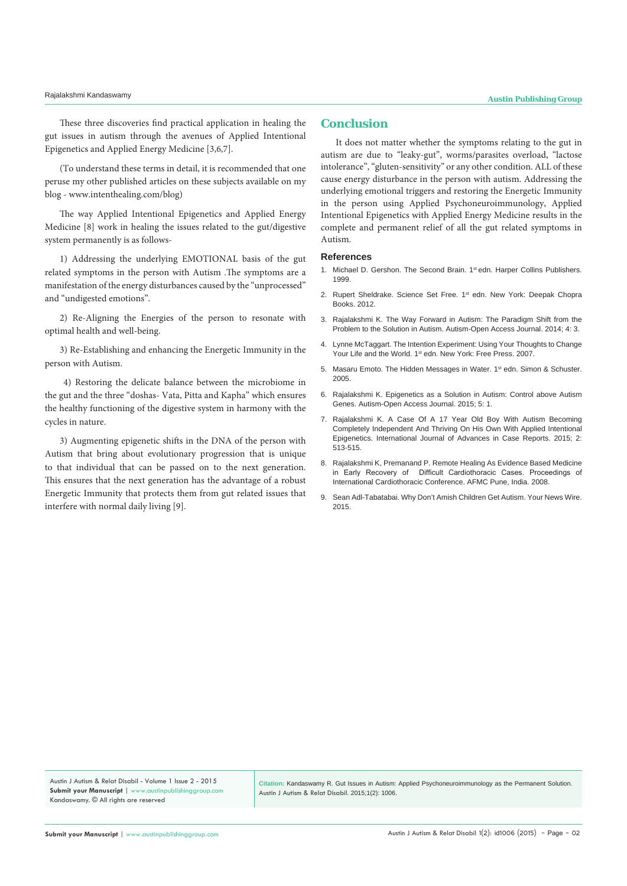These three discoveries find practical application in healing the gut issues in autism through the avenues of Applied Intentional Epigenetics and Applied Energy Medicine [3,6,7].

(To understand these terms in detail, it is recommended that one peruse my other published articles on these subjects available on my blog - www.intenthealing.com/blog)

The way Applied Intentional Epigenetics and Applied Energy Medicine [8] work in healing the issues related to the gut/digestive system permanently is as follows-

1) Addressing the underlying EMOTIONAL basis of the gut related symptoms in the person with Autism .The symptoms are a manifestation of the energy disturbances caused by the "unprocessed" and "undigested emotions".

2) Re-Aligning the Energies of the person to resonate with optimal health and well-being.

3) Re-Establishing and enhancing the Energetic Immunity in the person with Autism.

4) Restoring the delicate balance between the microbiome in the gut and the three "doshas- Vata, Pitta and Kapha" which ensures the healthy functioning of the digestive system in harmony with the cycles in nature.

3) Augmenting epigenetic shifts in the DNA of the person with Autism that bring about evolutionary progression that is unique to that individual that can be passed on to the next generation. This ensures that the next generation has the advantage of a robust Energetic Immunity that protects them from gut related issues that interfere with normal daily living [9].

## Conclusion

It does not matter whether the symptoms relating to the gut in autism are due to "leaky-gut", worms/parasites overload, "lactose intolerance", "gluten-sensitivity" or any other condition. ALL of these cause energy disturbance in the person with autism. Addressing the underlying emotional triggers and restoring the Energetic Immunity in the person using Applied Psychoneuroimmunology, Applied Intentional Epigenetics with Applied Energy Medicine results in the complete and permanent relief of all the gut related symptoms in Autism.

### References

1. Michael D. Gershon. The Second Brain. 1st edn. Harper Collins Publishers. 1999.
2. Rupert Sheldrake. Science Set Free. 1st edn. New York: Deepak Chopra Books. 2012.
3. Rajalakshmi K. The Way Forward in Autism: The Paradigm Shift from the Problem to the Solution in Autism. Autism-Open Access Journal. 2014; 4: 3.
4. Lynne McTaggart. The Intention Experiment: Using Your Thoughts to Change Your Life and the World. 1st edn. New York: Free Press. 2007.
5. Masaru Emoto. The Hidden Messages in Water. 1st edn. Simon & Schuster. 2005.
6. Rajalakshmi K. Epigenetics as a Solution in Autism: Control above Autism Genes. Autism-Open Access Journal. 2015; 5: 1.
7. Rajalakshmi K. A Case Of A 17 Year Old Boy With Autism Becoming Completely Independent And Thriving On His Own With Applied Intentional Epigenetics. International Journal of Advances in Case Reports. 2015; 2: 513-515.
8. Rajalakshmi K, Premanand P. Remote Healing As Evidence Based Medicine in Early Recovery of Difficult Cardiothoracic Cases. Proceedings of International Cardiothoracic Conference. AFMC Pune, India. 2008.
9. Sean Adl-Tabatabai. Why Don't Amish Children Get Autism. Your News Wire. 2015.

**Citation:** Kandaswamy R. Gut Issues in Autism: Applied Psychoneuroimmunology as the Permanent Solution. Austin J Autism & Relat Disabil. 2015;1(2): 1006.